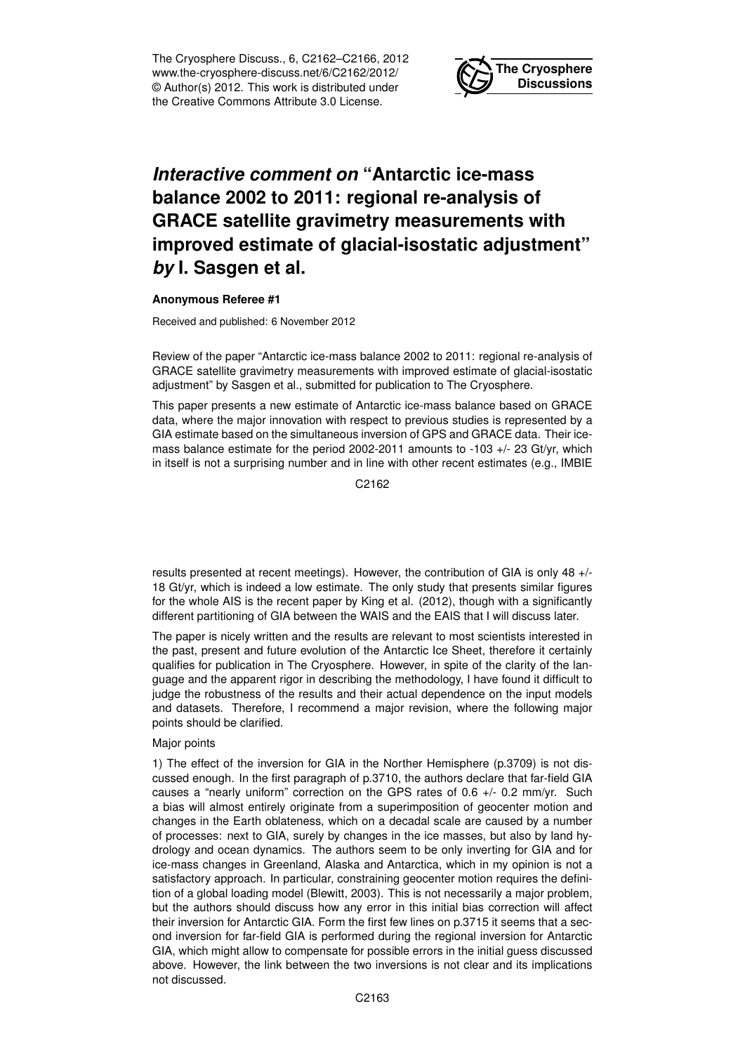# *Interactive comment on* "Antarctic ice-mass balance 2002 to 2011: regional re-analysis of GRACE satellite gravimetry measurements with improved estimate of glacial-isostatic adjustment" *by* I. Sasgen et al.

**Anonymous Referee #1**

Received and published: 6 November 2012

Review of the paper "Antarctic ice-mass balance 2002 to 2011: regional re-analysis of GRACE satellite gravimetry measurements with improved estimate of glacial-isostatic adjustment" by Sasgen et al., submitted for publication to The Cryosphere.

This paper presents a new estimate of Antarctic ice-mass balance based on GRACE data, where the major innovation with respect to previous studies is represented by a GIA estimate based on the simultaneous inversion of GPS and GRACE data. Their ice-mass balance estimate for the period 2002-2011 amounts to -103 +/- 23 Gt/yr, which in itself is not a surprising number and in line with other recent estimates (e.g., IMBIE results presented at recent meetings). However, the contribution of GIA is only 48 +/- 18 Gt/yr, which is indeed a low estimate. The only study that presents similar figures for the whole AIS is the recent paper by King et al. (2012), though with a significantly different partitioning of GIA between the WAIS and the EAIS that I will discuss later.

The paper is nicely written and the results are relevant to most scientists interested in the past, present and future evolution of the Antarctic Ice Sheet, therefore it certainly qualifies for publication in The Cryosphere. However, in spite of the clarity of the language and the apparent rigor in describing the methodology, I have found it difficult to judge the robustness of the results and their actual dependence on the input models and datasets. Therefore, I recommend a major revision, where the following major points should be clarified.

Major points

1) The effect of the inversion for GIA in the Norther Hemisphere (p.3709) is not discussed enough. In the first paragraph of p.3710, the authors declare that far-field GIA causes a "nearly uniform" correction on the GPS rates of 0.6 +/- 0.2 mm/yr. Such a bias will almost entirely originate from a superimposition of geocenter motion and changes in the Earth oblateness, which on a decadal scale are caused by a number of processes: next to GIA, surely by changes in the ice masses, but also by land hydrology and ocean dynamics. The authors seem to be only inverting for GIA and for ice-mass changes in Greenland, Alaska and Antarctica, which in my opinion is not a satisfactory approach. In particular, constraining geocenter motion requires the definition of a global loading model (Blewitt, 2003). This is not necessarily a major problem, but the authors should discuss how any error in this initial bias correction will affect their inversion for Antarctic GIA. Form the first few lines on p.3715 it seems that a second inversion for far-field GIA is performed during the regional inversion for Antarctic GIA, which might allow to compensate for possible errors in the initial guess discussed above. However, the link between the two inversions is not clear and its implications not discussed.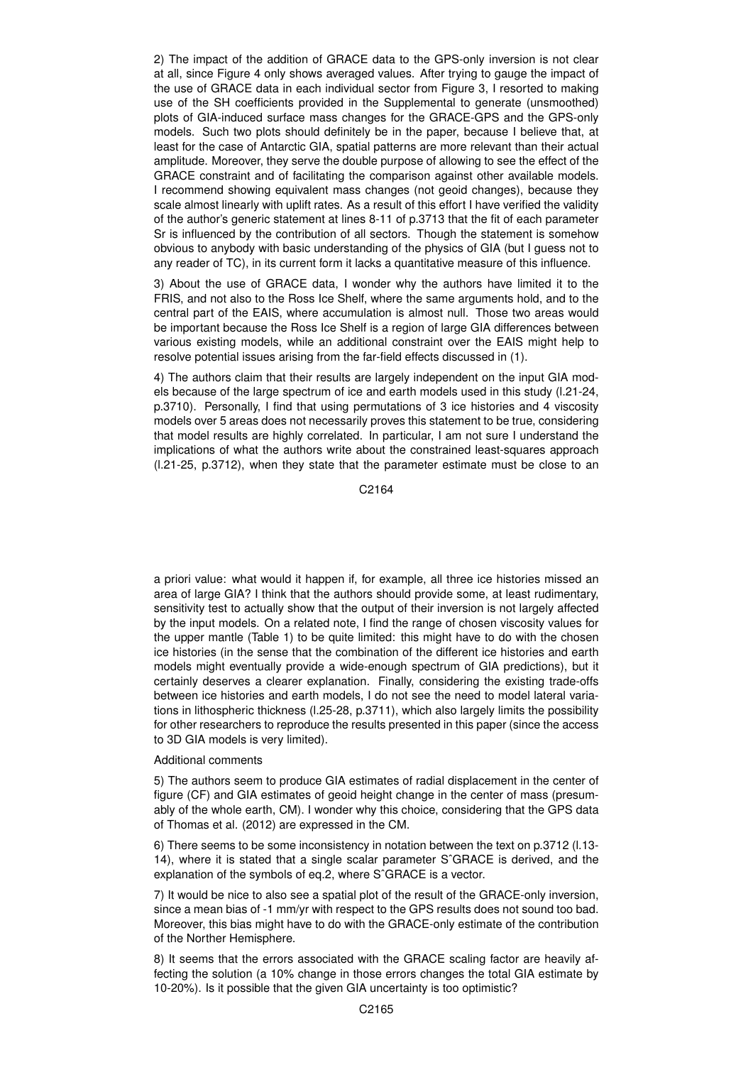2) The impact of the addition of GRACE data to the GPS-only inversion is not clear at all, since Figure 4 only shows averaged values. After trying to gauge the impact of the use of GRACE data in each individual sector from Figure 3, I resorted to making use of the SH coefficients provided in the Supplemental to generate (unsmoothed) plots of GIA-induced surface mass changes for the GRACE-GPS and the GPS-only models. Such two plots should definitely be in the paper, because I believe that, at least for the case of Antarctic GIA, spatial patterns are more relevant than their actual amplitude. Moreover, they serve the double purpose of allowing to see the effect of the GRACE constraint and of facilitating the comparison against other available models. I recommend showing equivalent mass changes (not geoid changes), because they scale almost linearly with uplift rates. As a result of this effort I have verified the validity of the author's generic statement at lines 8-11 of p.3713 that the fit of each parameter Sr is influenced by the contribution of all sectors. Though the statement is somehow obvious to anybody with basic understanding of the physics of GIA (but I guess not to any reader of TC), in its current form it lacks a quantitative measure of this influence.

3) About the use of GRACE data, I wonder why the authors have limited it to the FRIS, and not also to the Ross Ice Shelf, where the same arguments hold, and to the central part of the EAIS, where accumulation is almost null. Those two areas would be important because the Ross Ice Shelf is a region of large GIA differences between various existing models, while an additional constraint over the EAIS might help to resolve potential issues arising from the far-field effects discussed in (1).

4) The authors claim that their results are largely independent on the input GIA models because of the large spectrum of ice and earth models used in this study (l.21-24, p.3710). Personally, I find that using permutations of 3 ice histories and 4 viscosity models over 5 areas does not necessarily proves this statement to be true, considering that model results are highly correlated. In particular, I am not sure I understand the implications of what the authors write about the constrained least-squares approach (l.21-25, p.3712), when they state that the parameter estimate must be close to an a priori value: what would it happen if, for example, all three ice histories missed an area of large GIA? I think that the authors should provide some, at least rudimentary, sensitivity test to actually show that the output of their inversion is not largely affected by the input models. On a related note, I find the range of chosen viscosity values for the upper mantle (Table 1) to be quite limited: this might have to do with the chosen ice histories (in the sense that the combination of the different ice histories and earth models might eventually provide a wide-enough spectrum of GIA predictions), but it certainly deserves a clearer explanation. Finally, considering the existing trade-offs between ice histories and earth models, I do not see the need to model lateral variations in lithospheric thickness (l.25-28, p.3711), which also largely limits the possibility for other researchers to reproduce the results presented in this paper (since the access to 3D GIA models is very limited).

Additional comments

5) The authors seem to produce GIA estimates of radial displacement in the center of figure (CF) and GIA estimates of geoid height change in the center of mass (presumably of the whole earth, CM). I wonder why this choice, considering that the GPS data of Thomas et al. (2012) are expressed in the CM.

6) There seems to be some inconsistency in notation between the text on p.3712 (l.13-14), where it is stated that a single scalar parameter SˆGRACE is derived, and the explanation of the symbols of eq.2, where SˆGRACE is a vector.

7) It would be nice to also see a spatial plot of the result of the GRACE-only inversion, since a mean bias of -1 mm/yr with respect to the GPS results does not sound too bad. Moreover, this bias might have to do with the GRACE-only estimate of the contribution of the Norther Hemisphere.

8) It seems that the errors associated with the GRACE scaling factor are heavily affecting the solution (a 10% change in those errors changes the total GIA estimate by 10-20%). Is it possible that the given GIA uncertainty is too optimistic?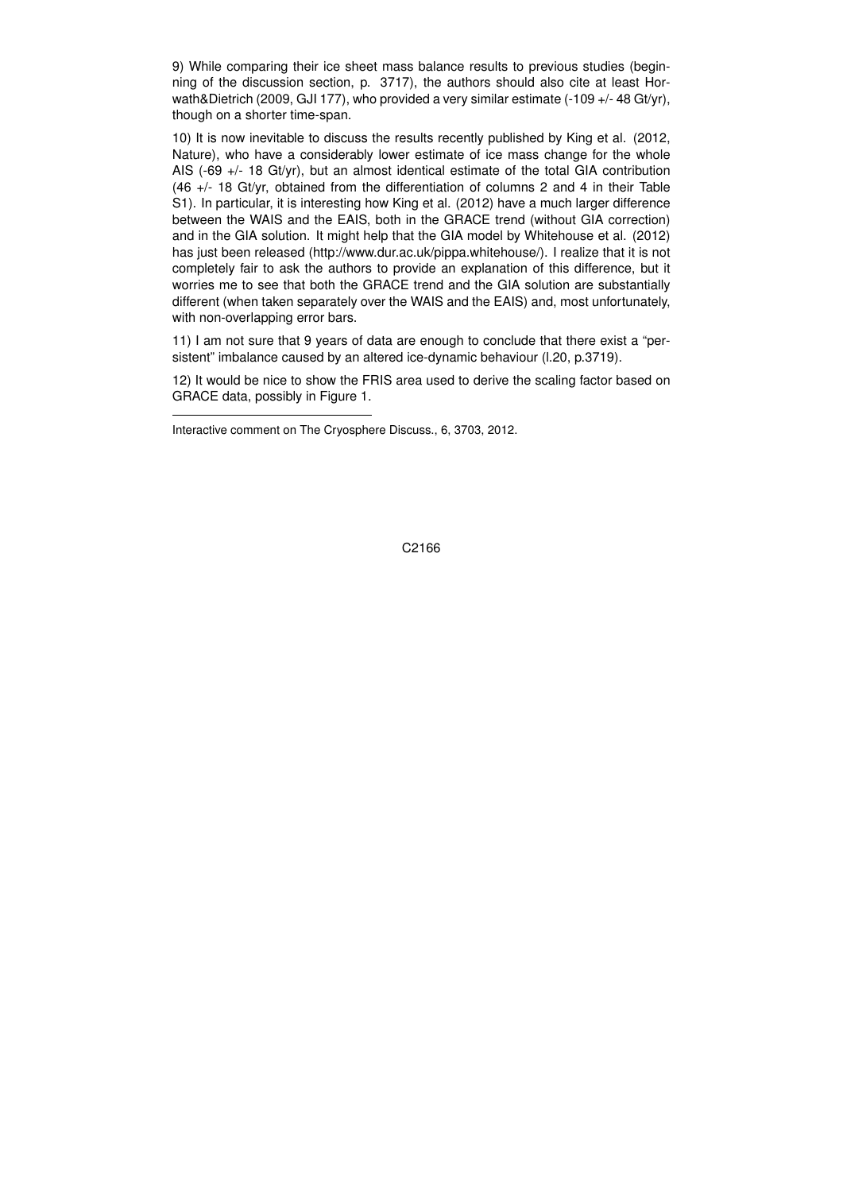9) While comparing their ice sheet mass balance results to previous studies (beginning of the discussion section, p. 3717), the authors should also cite at least Horwath&Dietrich (2009, GJI 177), who provided a very similar estimate (-109 +/- 48 Gt/yr), though on a shorter time-span.

10) It is now inevitable to discuss the results recently published by King et al. (2012, Nature), who have a considerably lower estimate of ice mass change for the whole AIS (-69 +/- 18 Gt/yr), but an almost identical estimate of the total GIA contribution (46 +/- 18 Gt/yr, obtained from the differentiation of columns 2 and 4 in their Table S1). In particular, it is interesting how King et al. (2012) have a much larger difference between the WAIS and the EAIS, both in the GRACE trend (without GIA correction) and in the GIA solution. It might help that the GIA model by Whitehouse et al. (2012) has just been released (http://www.dur.ac.uk/pippa.whitehouse/). I realize that it is not completely fair to ask the authors to provide an explanation of this difference, but it worries me to see that both the GRACE trend and the GIA solution are substantially different (when taken separately over the WAIS and the EAIS) and, most unfortunately, with non-overlapping error bars.

11) I am not sure that 9 years of data are enough to conclude that there exist a "persistent" imbalance caused by an altered ice-dynamic behaviour (l.20, p.3719).

12) It would be nice to show the FRIS area used to derive the scaling factor based on GRACE data, possibly in Figure 1.

---

Interactive comment on The Cryosphere Discuss., 6, 3703, 2012.